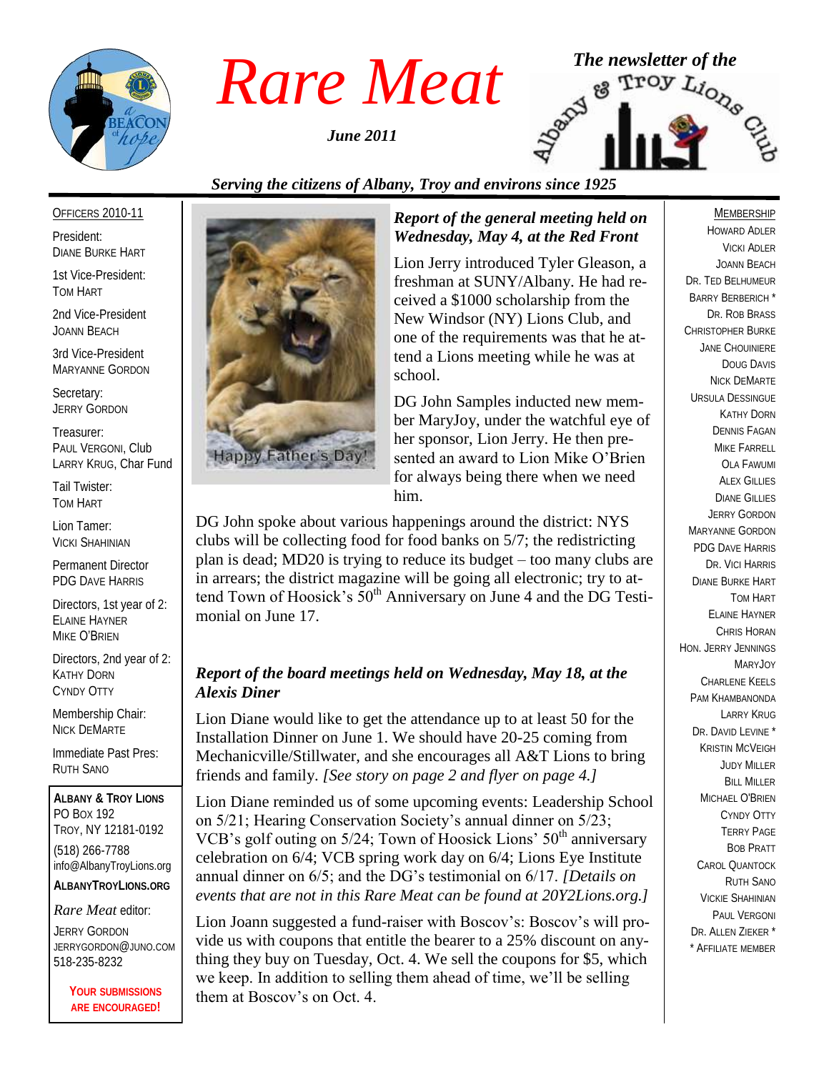# Rare Meat

*The newsletter of the Albany & Troy Lions Club*

*June 2011*

*Serving the citizens of Albany, Troy and environs since 1925*

OFFICERS 2010-11

President:
DIANE BURKE HART

1st Vice-President:
TOM HART

2nd Vice-President
JOANN BEACH

3rd Vice-President
MARYANNE GORDON

Secretary:
JERRY GORDON

Treasurer:
PAUL VERGONI, Club
LARRY KRUG, Char Fund

Tail Twister:
TOM HART

Lion Tamer:
VICKI SHAHINIAN

Permanent Director
PDG DAVE HARRIS

Directors, 1st year of 2:
ELAINE HAYNER
MIKE O'BRIEN

Directors, 2nd year of 2:
KATHY DORN
CYNDY OTTY

Membership Chair:
NICK DEMARTE

Immediate Past Pres:
RUTH SANO

**ALBANY & TROY LIONS**
PO BOX 192
TROY, NY 12181-0192
(518) 266-7788
info@AlbanyTroyLions.org
**ALBANYTROYLIONS.ORG**

*Rare Meat* editor:
JERRY GORDON
JERRYGORDON@JUNO.COM
518-235-8232

**YOUR SUBMISSIONS ARE ENCOURAGED!**

Happy Father's Day!

### *Report of the general meeting held on Wednesday, May 4, at the Red Front*

Lion Jerry introduced Tyler Gleason, a freshman at SUNY/Albany. He had received a $1000 scholarship from the New Windsor (NY) Lions Club, and one of the requirements was that he attend a Lions meeting while he was at school.

DG John Samples inducted new member MaryJoy, under the watchful eye of her sponsor, Lion Jerry. He then presented an award to Lion Mike O'Brien for always being there when we need him.

DG John spoke about various happenings around the district: NYS clubs will be collecting food for food banks on 5/7; the redistricting plan is dead; MD20 is trying to reduce its budget – too many clubs are in arrears; the district magazine will be going all electronic; try to attend Town of Hoosick's 50th Anniversary on June 4 and the DG Testimonial on June 17.

### *Report of the board meetings held on Wednesday, May 18, at the Alexis Diner*

Lion Diane would like to get the attendance up to at least 50 for the Installation Dinner on June 1. We should have 20-25 coming from Mechanicville/Stillwater, and she encourages all A&T Lions to bring friends and family. *[See story on page 2 and flyer on page 4.]*

Lion Diane reminded us of some upcoming events: Leadership School on 5/21; Hearing Conservation Society's annual dinner on 5/23; VCB's golf outing on 5/24; Town of Hoosick Lions' 50th anniversary celebration on 6/4; VCB spring work day on 6/4; Lions Eye Institute annual dinner on 6/5; and the DG's testimonial on 6/17. *[Details on events that are not in this Rare Meat can be found at 20Y2Lions.org.]*

Lion Joann suggested a fund-raiser with Boscov's: Boscov's will provide us with coupons that entitle the bearer to a 25% discount on anything they buy on Tuesday, Oct. 4. We sell the coupons for $5, which we keep. In addition to selling them ahead of time, we'll be selling them at Boscov's on Oct. 4.

MEMBERSHIP

HOWARD ADLER
VICKI ADLER
JOANN BEACH
DR. TED BELHUMEUR
BARRY BERBERICH *
DR. ROB BRASS
CHRISTOPHER BURKE
JANE CHOUINIERE
DOUG DAVIS
NICK DEMARTE
URSULA DESSINGUE
KATHY DORN
DENNIS FAGAN
MIKE FARRELL
OLA FAWUMI
ALEX GILLIES
DIANE GILLIES
JERRY GORDON
MARYANNE GORDON
PDG DAVE HARRIS
DR. VICI HARRIS
DIANE BURKE HART
TOM HART
ELAINE HAYNER
CHRIS HORAN
HON. JERRY JENNINGS
MARYJOY
CHARLENE KEELS
PAM KHAMBANONDA
LARRY KRUG
DR. DAVID LEVINE *
KRISTIN MCVEIGH
JUDY MILLER
BILL MILLER
MICHAEL O'BRIEN
CYNDY OTTY
TERRY PAGE
BOB PRATT
CAROL QUANTOCK
RUTH SANO
VICKIE SHAHINIAN
PAUL VERGONI
DR. ALLEN ZIEKER *
* AFFILIATE MEMBER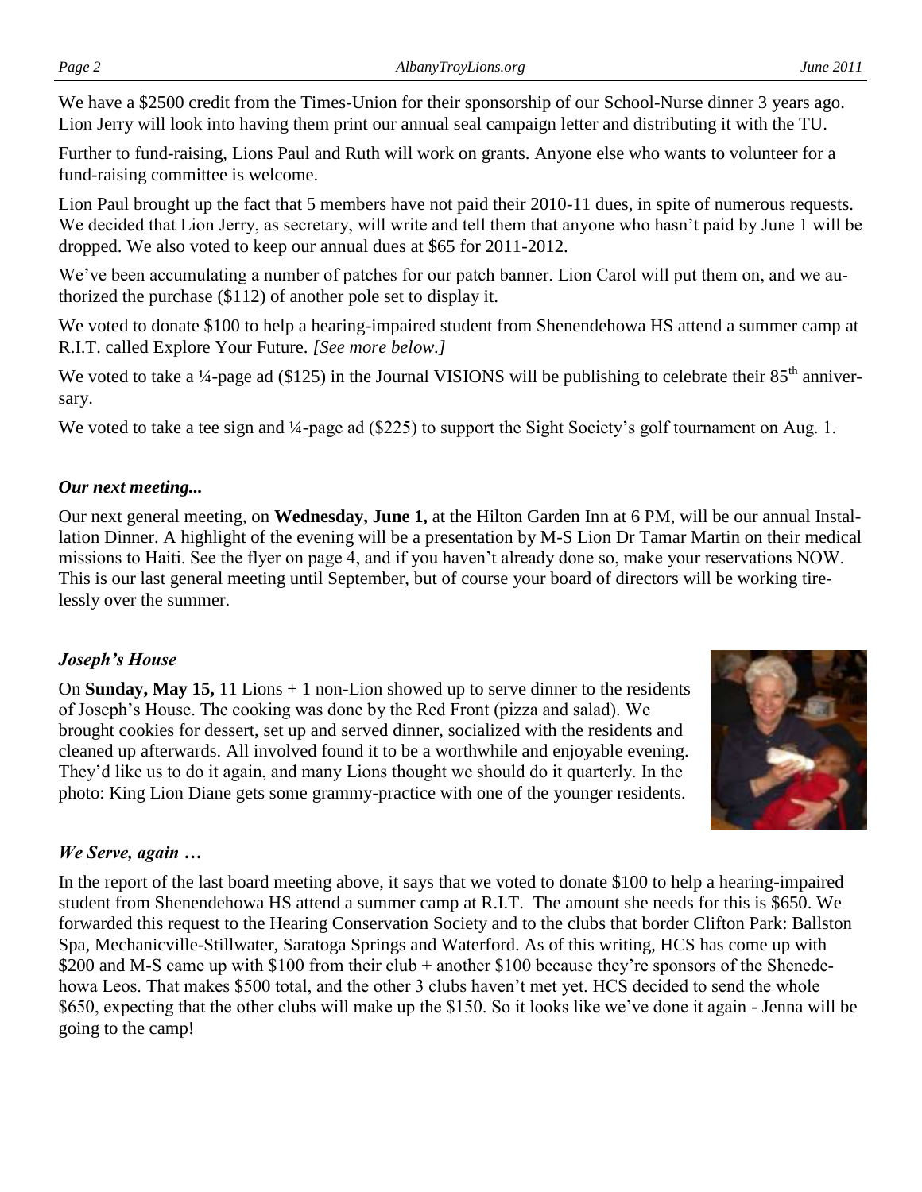We have a $2500 credit from the Times-Union for their sponsorship of our School-Nurse dinner 3 years ago. Lion Jerry will look into having them print our annual seal campaign letter and distributing it with the TU.

Further to fund-raising, Lions Paul and Ruth will work on grants. Anyone else who wants to volunteer for a fund-raising committee is welcome.

Lion Paul brought up the fact that 5 members have not paid their 2010-11 dues, in spite of numerous requests. We decided that Lion Jerry, as secretary, will write and tell them that anyone who hasn't paid by June 1 will be dropped. We also voted to keep our annual dues at $65 for 2011-2012.

We've been accumulating a number of patches for our patch banner. Lion Carol will put them on, and we authorized the purchase ($112) of another pole set to display it.

We voted to donate $100 to help a hearing-impaired student from Shenendehowa HS attend a summer camp at R.I.T. called Explore Your Future. *[See more below.]*

We voted to take a ¼-page ad ($125) in the Journal VISIONS will be publishing to celebrate their 85th anniversary.

We voted to take a tee sign and ¼-page ad ($225) to support the Sight Society's golf tournament on Aug. 1.

### *Our next meeting...*

Our next general meeting, on **Wednesday, June 1,** at the Hilton Garden Inn at 6 PM, will be our annual Installation Dinner. A highlight of the evening will be a presentation by M-S Lion Dr Tamar Martin on their medical missions to Haiti. See the flyer on page 4, and if you haven't already done so, make your reservations NOW. This is our last general meeting until September, but of course your board of directors will be working tirelessly over the summer.

### *Joseph's House*

On **Sunday, May 15,** 11 Lions + 1 non-Lion showed up to serve dinner to the residents of Joseph's House. The cooking was done by the Red Front (pizza and salad). We brought cookies for dessert, set up and served dinner, socialized with the residents and cleaned up afterwards. All involved found it to be a worthwhile and enjoyable evening. They'd like us to do it again, and many Lions thought we should do it quarterly. In the photo: King Lion Diane gets some grammy-practice with one of the younger residents.

### *We Serve, again …*

In the report of the last board meeting above, it says that we voted to donate $100 to help a hearing-impaired student from Shenendehowa HS attend a summer camp at R.I.T. The amount she needs for this is $650. We forwarded this request to the Hearing Conservation Society and to the clubs that border Clifton Park: Ballston Spa, Mechanicville-Stillwater, Saratoga Springs and Waterford. As of this writing, HCS has come up with $200 and M-S came up with $100 from their club + another $100 because they're sponsors of the Shenedehowa Leos. That makes $500 total, and the other 3 clubs haven't met yet. HCS decided to send the whole $650, expecting that the other clubs will make up the $150. So it looks like we've done it again - Jenna will be going to the camp!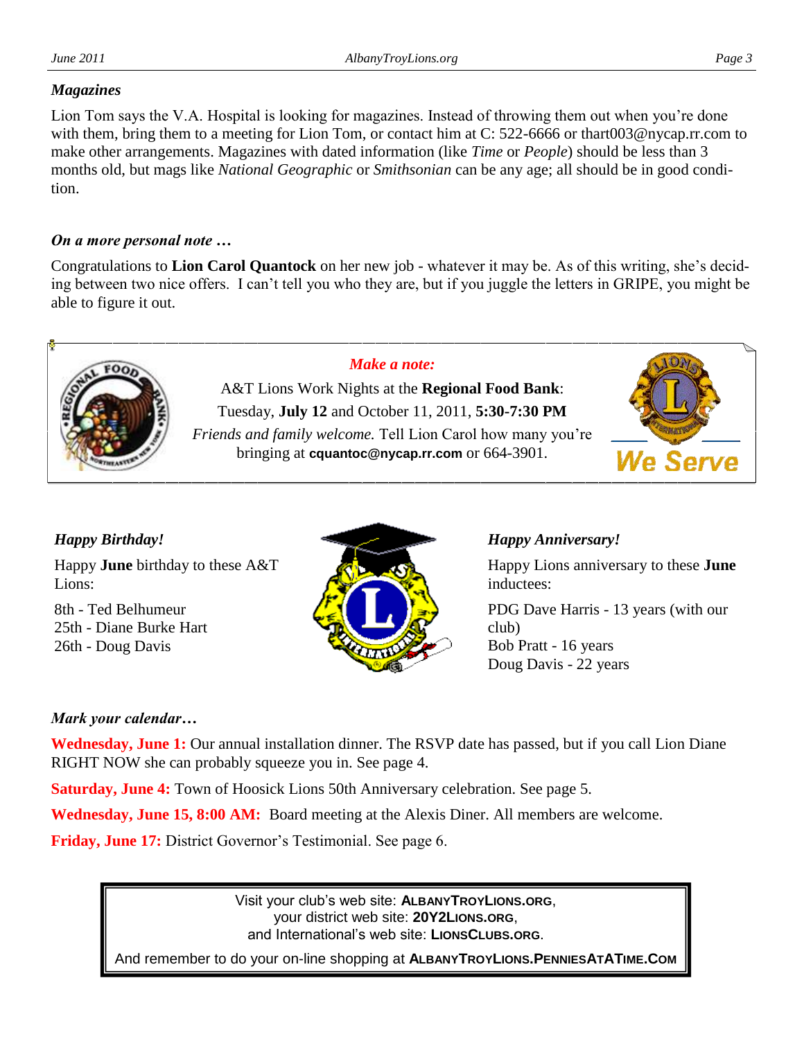### *Magazines*

Lion Tom says the V.A. Hospital is looking for magazines. Instead of throwing them out when you're done with them, bring them to a meeting for Lion Tom, or contact him at C: 522-6666 or thart003@nycap.rr.com to make other arrangements. Magazines with dated information (like *Time* or *People*) should be less than 3 months old, but mags like *National Geographic* or *Smithsonian* can be any age; all should be in good condition.

### *On a more personal note …*

Congratulations to **Lion Carol Quantock** on her new job - whatever it may be. As of this writing, she's deciding between two nice offers. I can't tell you who they are, but if you juggle the letters in GRIPE, you might be able to figure it out.

***Make a note:***

A&T Lions Work Nights at the **Regional Food Bank**:
Tuesday, **July 12** and October 11, 2011, **5:30-7:30 PM**
*Friends and family welcome.* Tell Lion Carol how many you're bringing at **cquantoc@nycap.rr.com** or 664-3901.

We Serve

### *Happy Birthday!*

Happy **June** birthday to these A&T Lions:

8th - Ted Belhumeur
25th - Diane Burke Hart
26th - Doug Davis

### *Happy Anniversary!*

Happy Lions anniversary to these **June** inductees:

PDG Dave Harris - 13 years (with our club)
Bob Pratt - 16 years
Doug Davis - 22 years

### *Mark your calendar…*

**Wednesday, June 1:** Our annual installation dinner. The RSVP date has passed, but if you call Lion Diane RIGHT NOW she can probably squeeze you in. See page 4.

**Saturday, June 4:** Town of Hoosick Lions 50th Anniversary celebration. See page 5.

**Wednesday, June 15, 8:00 AM:** Board meeting at the Alexis Diner. All members are welcome.

**Friday, June 17:** District Governor's Testimonial. See page 6.

Visit your club's web site: **AlbanyTroyLions.org**,
your district web site: **20Y2Lions.org**,
and International's web site: **LionsClubs.org**.
And remember to do your on-line shopping at **AlbanyTroyLions.PenniesAtATime.Com**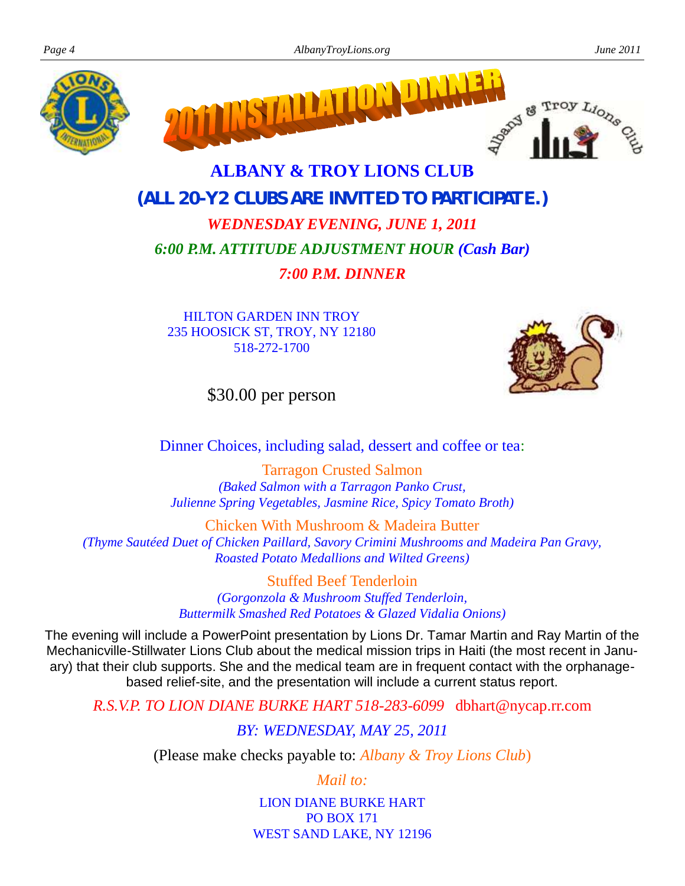# 2011 INSTALLATION DINNER

## ALBANY & TROY LIONS CLUB

**(ALL 20-Y2 CLUBS ARE INVITED TO PARTICIPATE.)**

***WEDNESDAY EVENING, JUNE 1, 2011***

***6:00 P.M. ATTITUDE ADJUSTMENT HOUR (Cash Bar)***

***7:00 P.M. DINNER***

HILTON GARDEN INN TROY
235 HOOSICK ST, TROY, NY 12180
518-272-1700

$30.00 per person

Dinner Choices, including salad, dessert and coffee or tea:

Tarragon Crusted Salmon
*(Baked Salmon with a Tarragon Panko Crust, Julienne Spring Vegetables, Jasmine Rice, Spicy Tomato Broth)*

Chicken With Mushroom & Madeira Butter
*(Thyme Sautéed Duet of Chicken Paillard, Savory Crimini Mushrooms and Madeira Pan Gravy, Roasted Potato Medallions and Wilted Greens)*

Stuffed Beef Tenderloin
*(Gorgonzola & Mushroom Stuffed Tenderloin, Buttermilk Smashed Red Potatoes & Glazed Vidalia Onions)*

The evening will include a PowerPoint presentation by Lions Dr. Tamar Martin and Ray Martin of the Mechanicville-Stillwater Lions Club about the medical mission trips in Haiti (the most recent in January) that their club supports. She and the medical team are in frequent contact with the orphanage-based relief-site, and the presentation will include a current status report.

*R.S.V.P. TO LION DIANE BURKE HART 518-283-6099* dbhart@nycap.rr.com

*BY: WEDNESDAY, MAY 25, 2011*

(Please make checks payable to: *Albany & Troy Lions Club*)

*Mail to:*

LION DIANE BURKE HART
PO BOX 171
WEST SAND LAKE, NY 12196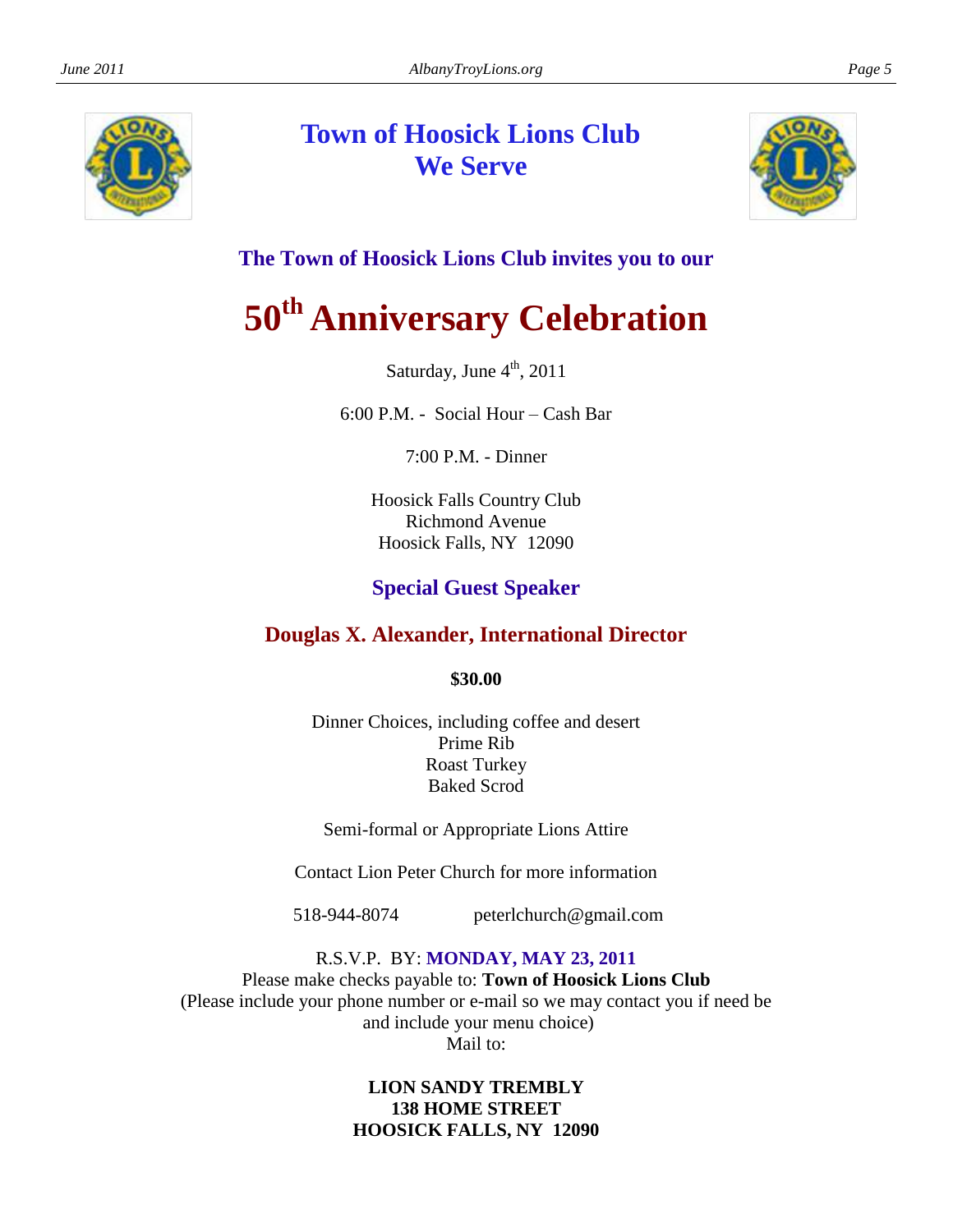# Town of Hoosick Lions Club
# We Serve

### The Town of Hoosick Lions Club invites you to our

# 50th Anniversary Celebration

Saturday, June 4th, 2011

6:00 P.M. - Social Hour – Cash Bar

7:00 P.M. - Dinner

Hoosick Falls Country Club
Richmond Avenue
Hoosick Falls, NY 12090

### Special Guest Speaker

### Douglas X. Alexander, International Director

**$30.00**

Dinner Choices, including coffee and desert
Prime Rib
Roast Turkey
Baked Scrod

Semi-formal or Appropriate Lions Attire

Contact Lion Peter Church for more information

518-944-8074 peterlchurch@gmail.com

R.S.V.P. BY: **MONDAY, MAY 23, 2011**
Please make checks payable to: **Town of Hoosick Lions Club**
(Please include your phone number or e-mail so we may contact you if need be and include your menu choice)
Mail to:

**LION SANDY TREMBLY**
**138 HOME STREET**
**HOOSICK FALLS, NY 12090**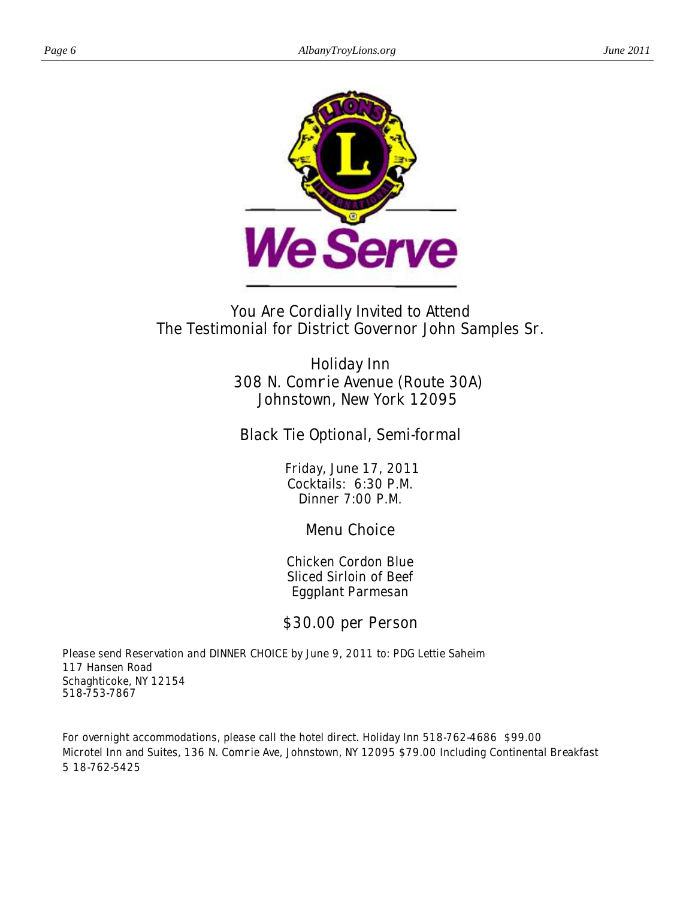You Are Cordially Invited to Attend
The Testimonial for District Governor John Samples Sr.

Holiday Inn
308 N. Comrie Avenue (Route 30A)
Johnstown, New York 12095

Black Tie Optional, Semi-formal

Friday, June 17, 2011
Cocktails: 6:30 P.M.
Dinner 7:00 P.M.

Menu Choice

Chicken Cordon Blue
Sliced Sirloin of Beef
Eggplant Parmesan

$30.00 per Person

Please send Reservation and DINNER CHOICE by June 9, 2011 to: PDG Lettie Saheim
117 Hansen Road
Schaghticoke, NY 12154
518-753-7867

For overnight accommodations, please call the hotel direct. Holiday Inn 518-762-4686 $99.00
Microtel Inn and Suites, 136 N. Comrie Ave, Johnstown, NY 12095 $79.00 Including Continental Breakfast
5 18-762-5425